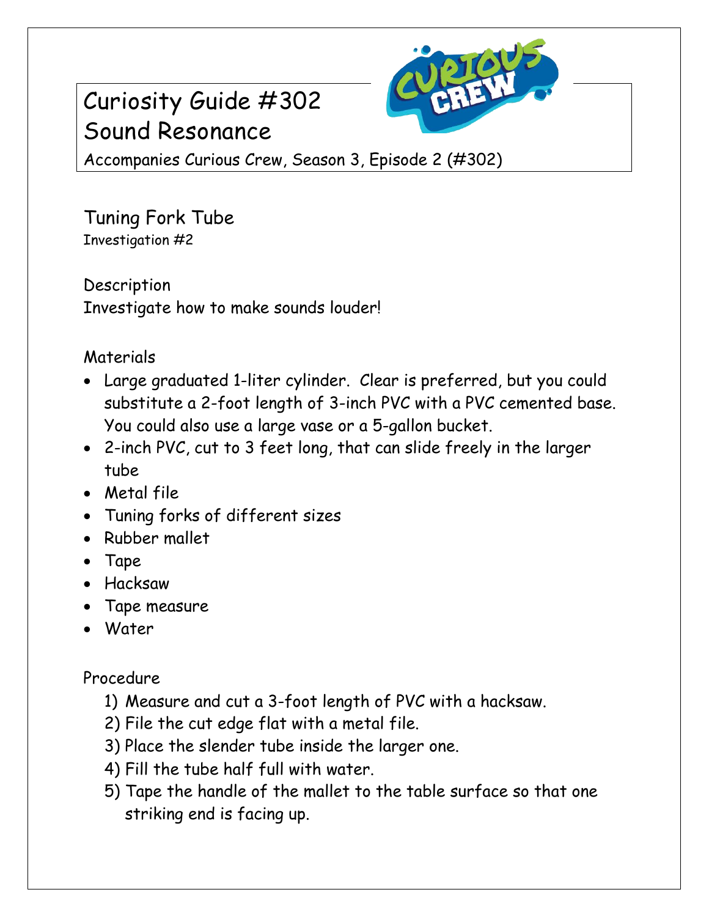# Curiosity Guide #302
# Sound Resonance

Accompanies Curious Crew, Season 3, Episode 2 (#302)

## Tuning Fork Tube

Investigation #2

### Description

Investigate how to make sounds louder!

### Materials

- Large graduated 1-liter cylinder. Clear is preferred, but you could substitute a 2-foot length of 3-inch PVC with a PVC cemented base. You could also use a large vase or a 5-gallon bucket.
- 2-inch PVC, cut to 3 feet long, that can slide freely in the larger tube
- Metal file
- Tuning forks of different sizes
- Rubber mallet
- Tape
- Hacksaw
- Tape measure
- Water

### Procedure

1) Measure and cut a 3-foot length of PVC with a hacksaw.
2) File the cut edge flat with a metal file.
3) Place the slender tube inside the larger one.
4) Fill the tube half full with water.
5) Tape the handle of the mallet to the table surface so that one striking end is facing up.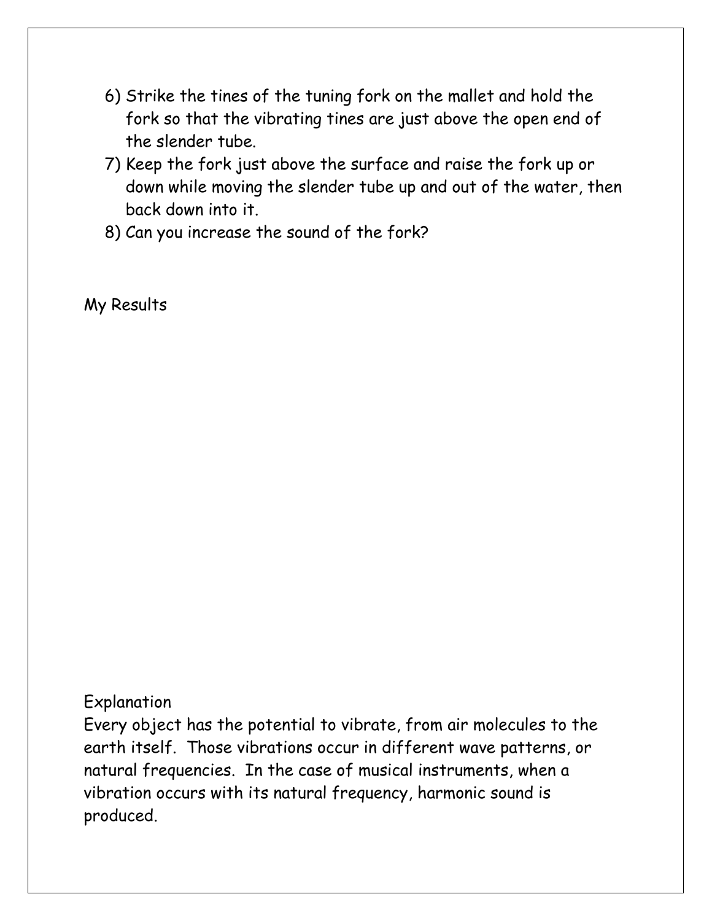6) Strike the tines of the tuning fork on the mallet and hold the fork so that the vibrating tines are just above the open end of the slender tube.
7) Keep the fork just above the surface and raise the fork up or down while moving the slender tube up and out of the water, then back down into it.
8) Can you increase the sound of the fork?

My Results

Explanation

Every object has the potential to vibrate, from air molecules to the earth itself. Those vibrations occur in different wave patterns, or natural frequencies. In the case of musical instruments, when a vibration occurs with its natural frequency, harmonic sound is produced.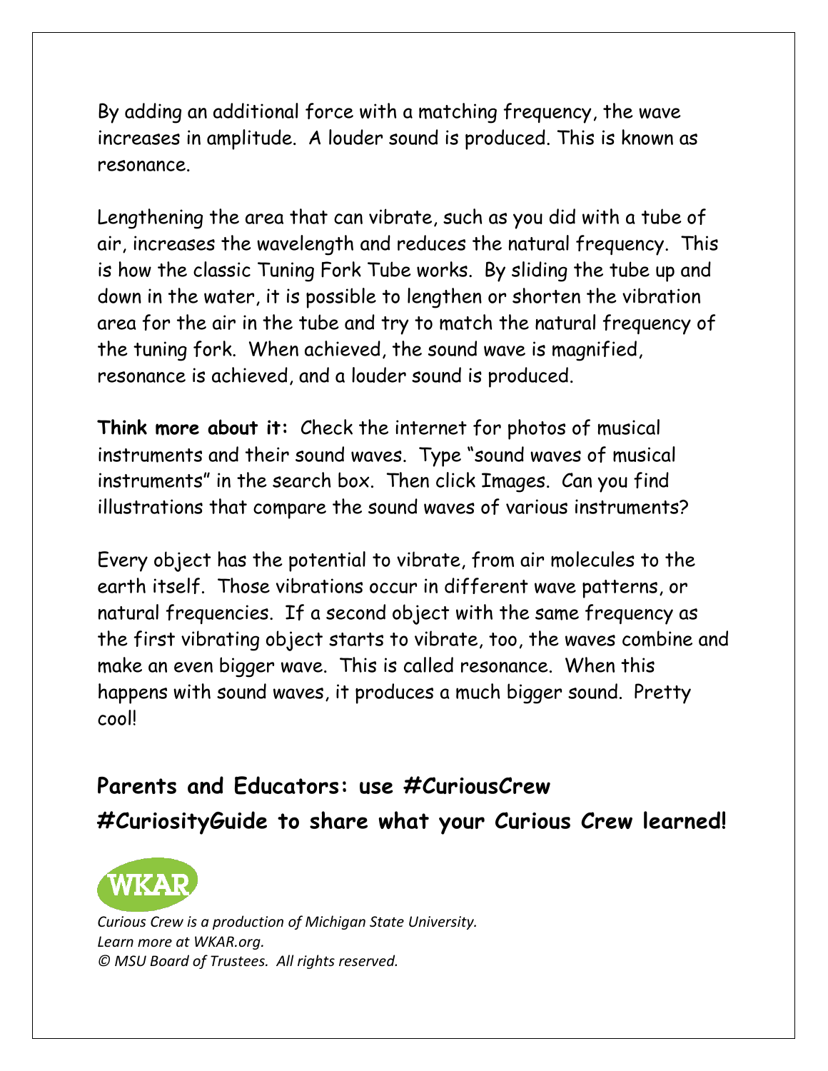By adding an additional force with a matching frequency, the wave increases in amplitude. A louder sound is produced. This is known as resonance.

Lengthening the area that can vibrate, such as you did with a tube of air, increases the wavelength and reduces the natural frequency. This is how the classic Tuning Fork Tube works. By sliding the tube up and down in the water, it is possible to lengthen or shorten the vibration area for the air in the tube and try to match the natural frequency of the tuning fork. When achieved, the sound wave is magnified, resonance is achieved, and a louder sound is produced.

**Think more about it:** Check the internet for photos of musical instruments and their sound waves. Type "sound waves of musical instruments" in the search box. Then click Images. Can you find illustrations that compare the sound waves of various instruments?

Every object has the potential to vibrate, from air molecules to the earth itself. Those vibrations occur in different wave patterns, or natural frequencies. If a second object with the same frequency as the first vibrating object starts to vibrate, too, the waves combine and make an even bigger wave. This is called resonance. When this happens with sound waves, it produces a much bigger sound. Pretty cool!

## Parents and Educators: use #CuriousCrew #CuriosityGuide to share what your Curious Crew learned!

WKAR

*Curious Crew is a production of Michigan State University.*
*Learn more at WKAR.org.*
*© MSU Board of Trustees. All rights reserved.*